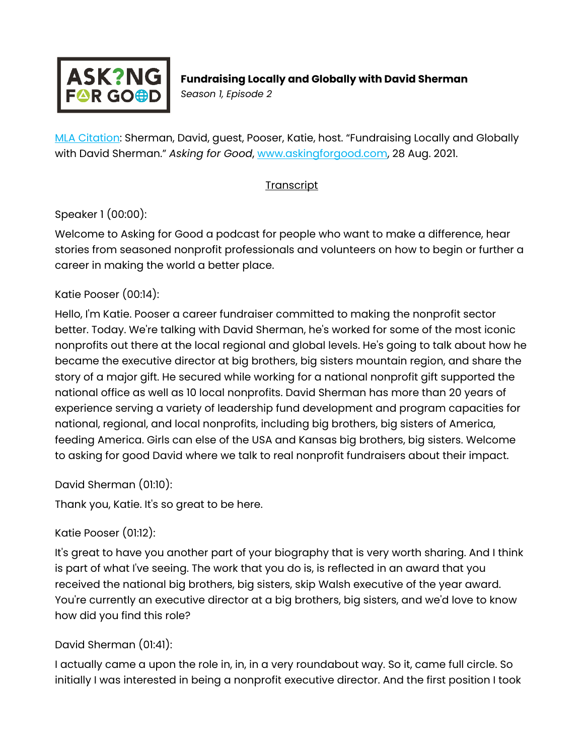**Fundraising Locally and Globally with David Sherman**
*Season 1, Episode 2*

[MLA Citation](): Sherman, David, guest, Pooser, Katie, host. "Fundraising Locally and Globally with David Sherman." *Asking for Good*, [www.askingforgood.com](http://www.askingforgood.com), 28 Aug. 2021.

Transcript

Speaker 1 (00:00):

Welcome to Asking for Good a podcast for people who want to make a difference, hear stories from seasoned nonprofit professionals and volunteers on how to begin or further a career in making the world a better place.

Katie Pooser (00:14):

Hello, I'm Katie. Pooser a career fundraiser committed to making the nonprofit sector better. Today. We're talking with David Sherman, he's worked for some of the most iconic nonprofits out there at the local regional and global levels. He's going to talk about how he became the executive director at big brothers, big sisters mountain region, and share the story of a major gift. He secured while working for a national nonprofit gift supported the national office as well as 10 local nonprofits. David Sherman has more than 20 years of experience serving a variety of leadership fund development and program capacities for national, regional, and local nonprofits, including big brothers, big sisters of America, feeding America. Girls can else of the USA and Kansas big brothers, big sisters. Welcome to asking for good David where we talk to real nonprofit fundraisers about their impact.

David Sherman (01:10):

Thank you, Katie. It's so great to be here.

Katie Pooser (01:12):

It's great to have you another part of your biography that is very worth sharing. And I think is part of what I've seeing. The work that you do is, is reflected in an award that you received the national big brothers, big sisters, skip Walsh executive of the year award. You're currently an executive director at a big brothers, big sisters, and we'd love to know how did you find this role?

David Sherman (01:41):

I actually came a upon the role in, in, in a very roundabout way. So it, came full circle. So initially I was interested in being a nonprofit executive director. And the first position I took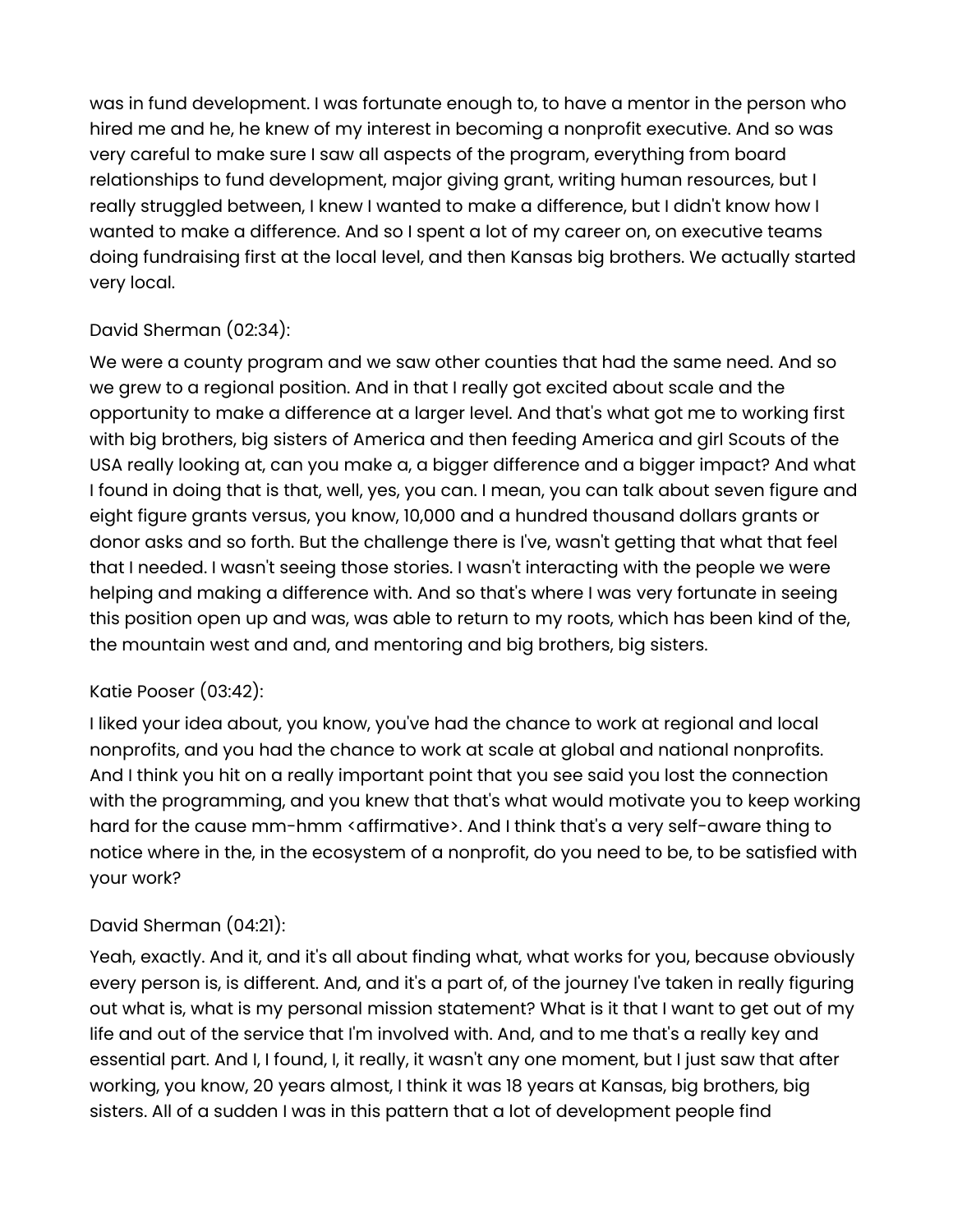was in fund development. I was fortunate enough to, to have a mentor in the person who hired me and he, he knew of my interest in becoming a nonprofit executive. And so was very careful to make sure I saw all aspects of the program, everything from board relationships to fund development, major giving grant, writing human resources, but I really struggled between, I knew I wanted to make a difference, but I didn't know how I wanted to make a difference. And so I spent a lot of my career on, on executive teams doing fundraising first at the local level, and then Kansas big brothers. We actually started very local.

David Sherman (02:34):

We were a county program and we saw other counties that had the same need. And so we grew to a regional position. And in that I really got excited about scale and the opportunity to make a difference at a larger level. And that's what got me to working first with big brothers, big sisters of America and then feeding America and girl Scouts of the USA really looking at, can you make a, a bigger difference and a bigger impact? And what I found in doing that is that, well, yes, you can. I mean, you can talk about seven figure and eight figure grants versus, you know, 10,000 and a hundred thousand dollars grants or donor asks and so forth. But the challenge there is I've, wasn't getting that what that feel that I needed. I wasn't seeing those stories. I wasn't interacting with the people we were helping and making a difference with. And so that's where I was very fortunate in seeing this position open up and was, was able to return to my roots, which has been kind of the, the mountain west and and, and mentoring and big brothers, big sisters.

Katie Pooser (03:42):

I liked your idea about, you know, you've had the chance to work at regional and local nonprofits, and you had the chance to work at scale at global and national nonprofits. And I think you hit on a really important point that you see said you lost the connection with the programming, and you knew that that's what would motivate you to keep working hard for the cause mm-hmm <affirmative>. And I think that's a very self-aware thing to notice where in the, in the ecosystem of a nonprofit, do you need to be, to be satisfied with your work?

David Sherman (04:21):

Yeah, exactly. And it, and it's all about finding what, what works for you, because obviously every person is, is different. And, and it's a part of, of the journey I've taken in really figuring out what is, what is my personal mission statement? What is it that I want to get out of my life and out of the service that I'm involved with. And, and to me that's a really key and essential part. And I, I found, I, it really, it wasn't any one moment, but I just saw that after working, you know, 20 years almost, I think it was 18 years at Kansas, big brothers, big sisters. All of a sudden I was in this pattern that a lot of development people find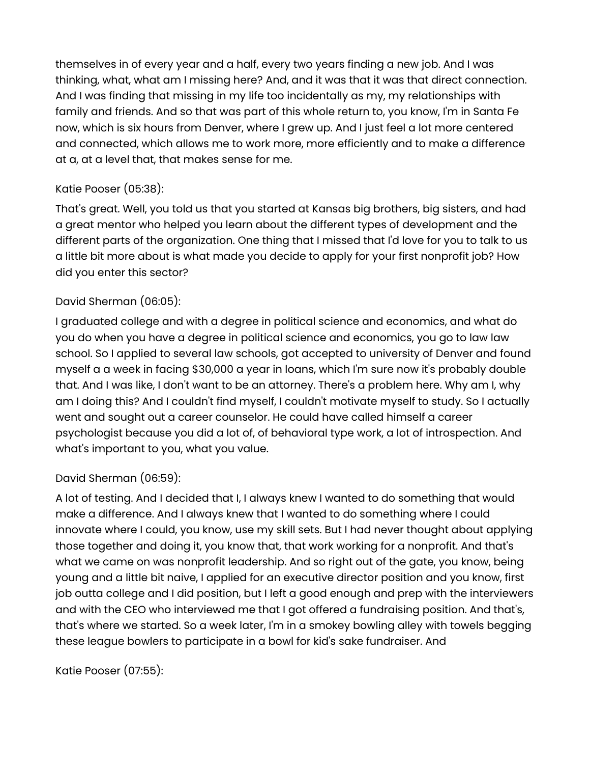themselves in of every year and a half, every two years finding a new job. And I was thinking, what, what am I missing here? And, and it was that it was that direct connection. And I was finding that missing in my life too incidentally as my, my relationships with family and friends. And so that was part of this whole return to, you know, I'm in Santa Fe now, which is six hours from Denver, where I grew up. And I just feel a lot more centered and connected, which allows me to work more, more efficiently and to make a difference at a, at a level that, that makes sense for me.

Katie Pooser (05:38):

That's great. Well, you told us that you started at Kansas big brothers, big sisters, and had a great mentor who helped you learn about the different types of development and the different parts of the organization. One thing that I missed that I'd love for you to talk to us a little bit more about is what made you decide to apply for your first nonprofit job? How did you enter this sector?

David Sherman (06:05):

I graduated college and with a degree in political science and economics, and what do you do when you have a degree in political science and economics, you go to law law school. So I applied to several law schools, got accepted to university of Denver and found myself a a week in facing $30,000 a year in loans, which I'm sure now it's probably double that. And I was like, I don't want to be an attorney. There's a problem here. Why am I, why am I doing this? And I couldn't find myself, I couldn't motivate myself to study. So I actually went and sought out a career counselor. He could have called himself a career psychologist because you did a lot of, of behavioral type work, a lot of introspection. And what's important to you, what you value.

David Sherman (06:59):

A lot of testing. And I decided that I, I always knew I wanted to do something that would make a difference. And I always knew that I wanted to do something where I could innovate where I could, you know, use my skill sets. But I had never thought about applying those together and doing it, you know that, that work working for a nonprofit. And that's what we came on was nonprofit leadership. And so right out of the gate, you know, being young and a little bit naive, I applied for an executive director position and you know, first job outta college and I did position, but I left a good enough and prep with the interviewers and with the CEO who interviewed me that I got offered a fundraising position. And that's, that's where we started. So a week later, I'm in a smokey bowling alley with towels begging these league bowlers to participate in a bowl for kid's sake fundraiser. And

Katie Pooser (07:55):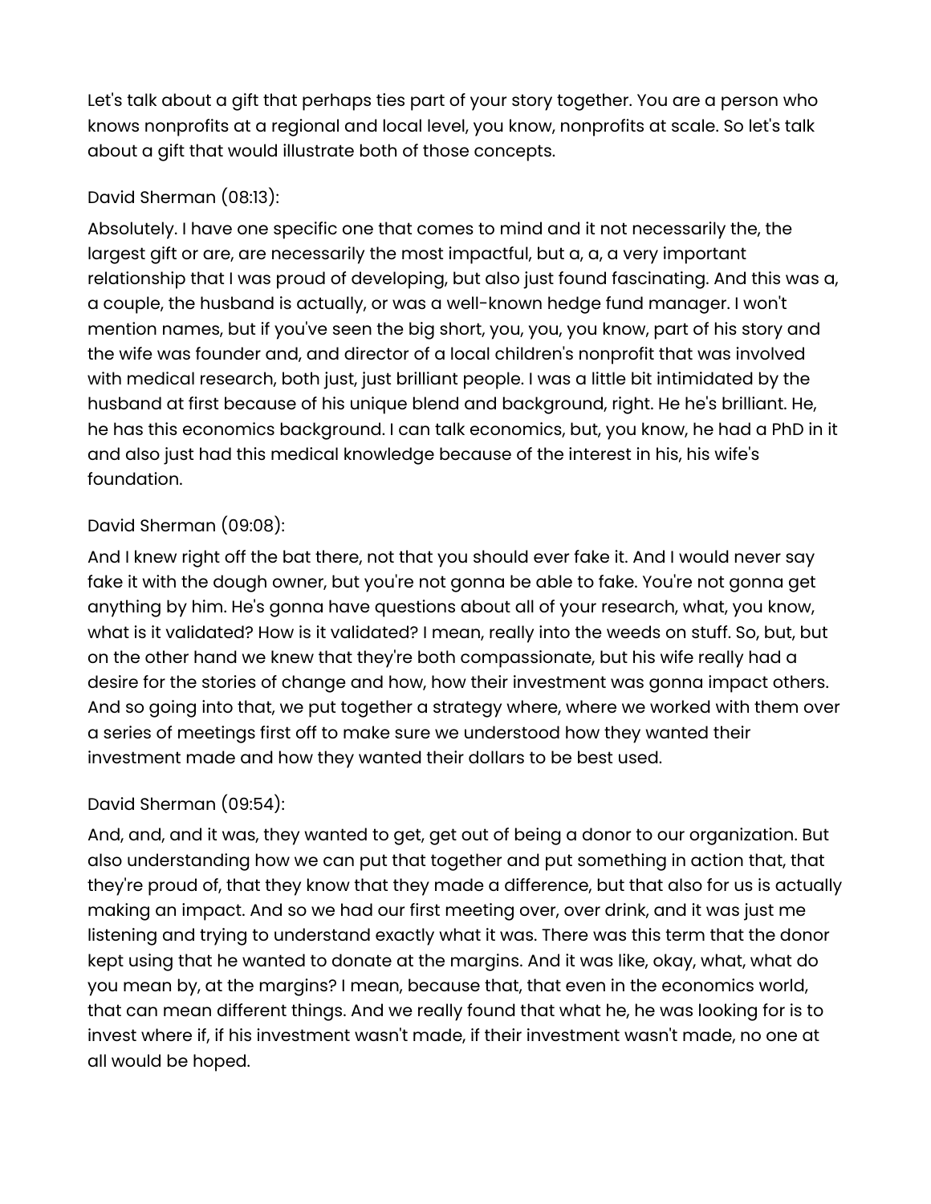Let's talk about a gift that perhaps ties part of your story together. You are a person who knows nonprofits at a regional and local level, you know, nonprofits at scale. So let's talk about a gift that would illustrate both of those concepts.

David Sherman (08:13):

Absolutely. I have one specific one that comes to mind and it not necessarily the, the largest gift or are, are necessarily the most impactful, but a, a, a very important relationship that I was proud of developing, but also just found fascinating. And this was a, a couple, the husband is actually, or was a well-known hedge fund manager. I won't mention names, but if you've seen the big short, you, you, you know, part of his story and the wife was founder and, and director of a local children's nonprofit that was involved with medical research, both just, just brilliant people. I was a little bit intimidated by the husband at first because of his unique blend and background, right. He he's brilliant. He, he has this economics background. I can talk economics, but, you know, he had a PhD in it and also just had this medical knowledge because of the interest in his, his wife's foundation.

David Sherman (09:08):

And I knew right off the bat there, not that you should ever fake it. And I would never say fake it with the dough owner, but you're not gonna be able to fake. You're not gonna get anything by him. He's gonna have questions about all of your research, what, you know, what is it validated? How is it validated? I mean, really into the weeds on stuff. So, but, but on the other hand we knew that they're both compassionate, but his wife really had a desire for the stories of change and how, how their investment was gonna impact others. And so going into that, we put together a strategy where, where we worked with them over a series of meetings first off to make sure we understood how they wanted their investment made and how they wanted their dollars to be best used.

David Sherman (09:54):

And, and, and it was, they wanted to get, get out of being a donor to our organization. But also understanding how we can put that together and put something in action that, that they're proud of, that they know that they made a difference, but that also for us is actually making an impact. And so we had our first meeting over, over drink, and it was just me listening and trying to understand exactly what it was. There was this term that the donor kept using that he wanted to donate at the margins. And it was like, okay, what, what do you mean by, at the margins? I mean, because that, that even in the economics world, that can mean different things. And we really found that what he, he was looking for is to invest where if, if his investment wasn't made, if their investment wasn't made, no one at all would be hoped.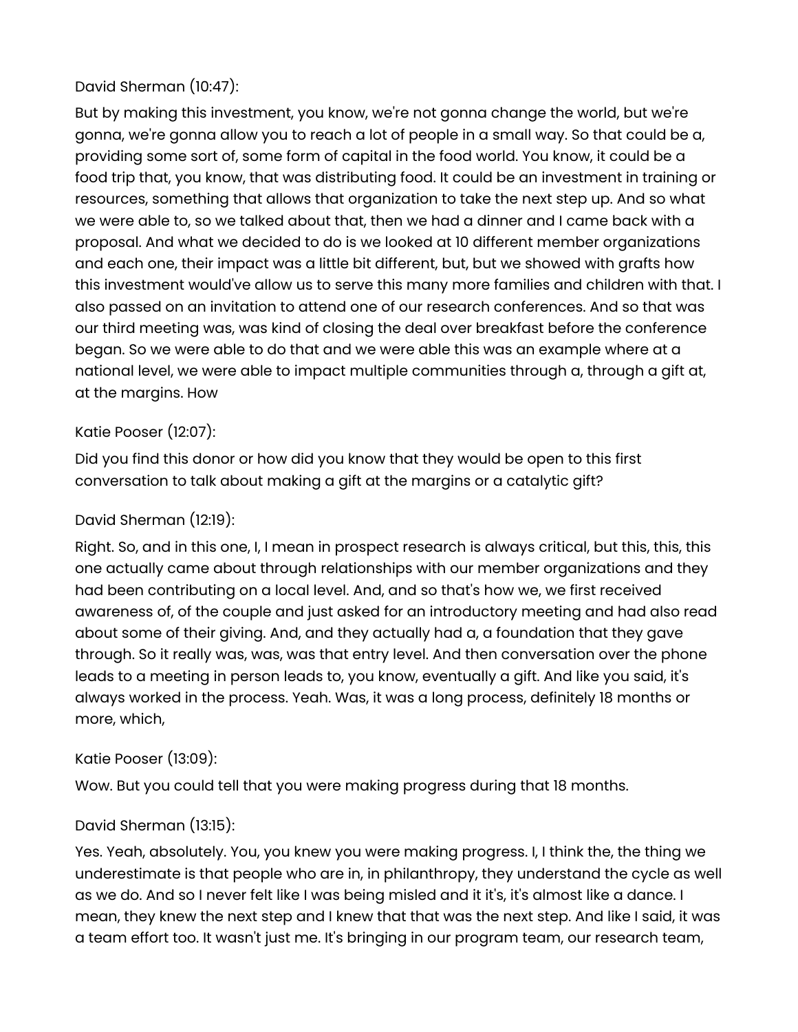David Sherman (10:47):

But by making this investment, you know, we're not gonna change the world, but we're gonna, we're gonna allow you to reach a lot of people in a small way. So that could be a, providing some sort of, some form of capital in the food world. You know, it could be a food trip that, you know, that was distributing food. It could be an investment in training or resources, something that allows that organization to take the next step up. And so what we were able to, so we talked about that, then we had a dinner and I came back with a proposal. And what we decided to do is we looked at 10 different member organizations and each one, their impact was a little bit different, but, but we showed with grafts how this investment would've allow us to serve this many more families and children with that. I also passed on an invitation to attend one of our research conferences. And so that was our third meeting was, was kind of closing the deal over breakfast before the conference began. So we were able to do that and we were able this was an example where at a national level, we were able to impact multiple communities through a, through a gift at, at the margins. How

Katie Pooser (12:07):

Did you find this donor or how did you know that they would be open to this first conversation to talk about making a gift at the margins or a catalytic gift?

David Sherman (12:19):

Right. So, and in this one, I, I mean in prospect research is always critical, but this, this, this one actually came about through relationships with our member organizations and they had been contributing on a local level. And, and so that's how we, we first received awareness of, of the couple and just asked for an introductory meeting and had also read about some of their giving. And, and they actually had a, a foundation that they gave through. So it really was, was, was that entry level. And then conversation over the phone leads to a meeting in person leads to, you know, eventually a gift. And like you said, it's always worked in the process. Yeah. Was, it was a long process, definitely 18 months or more, which,

Katie Pooser (13:09):

Wow. But you could tell that you were making progress during that 18 months.

David Sherman (13:15):

Yes. Yeah, absolutely. You, you knew you were making progress. I, I think the, the thing we underestimate is that people who are in, in philanthropy, they understand the cycle as well as we do. And so I never felt like I was being misled and it it's, it's almost like a dance. I mean, they knew the next step and I knew that that was the next step. And like I said, it was a team effort too. It wasn't just me. It's bringing in our program team, our research team,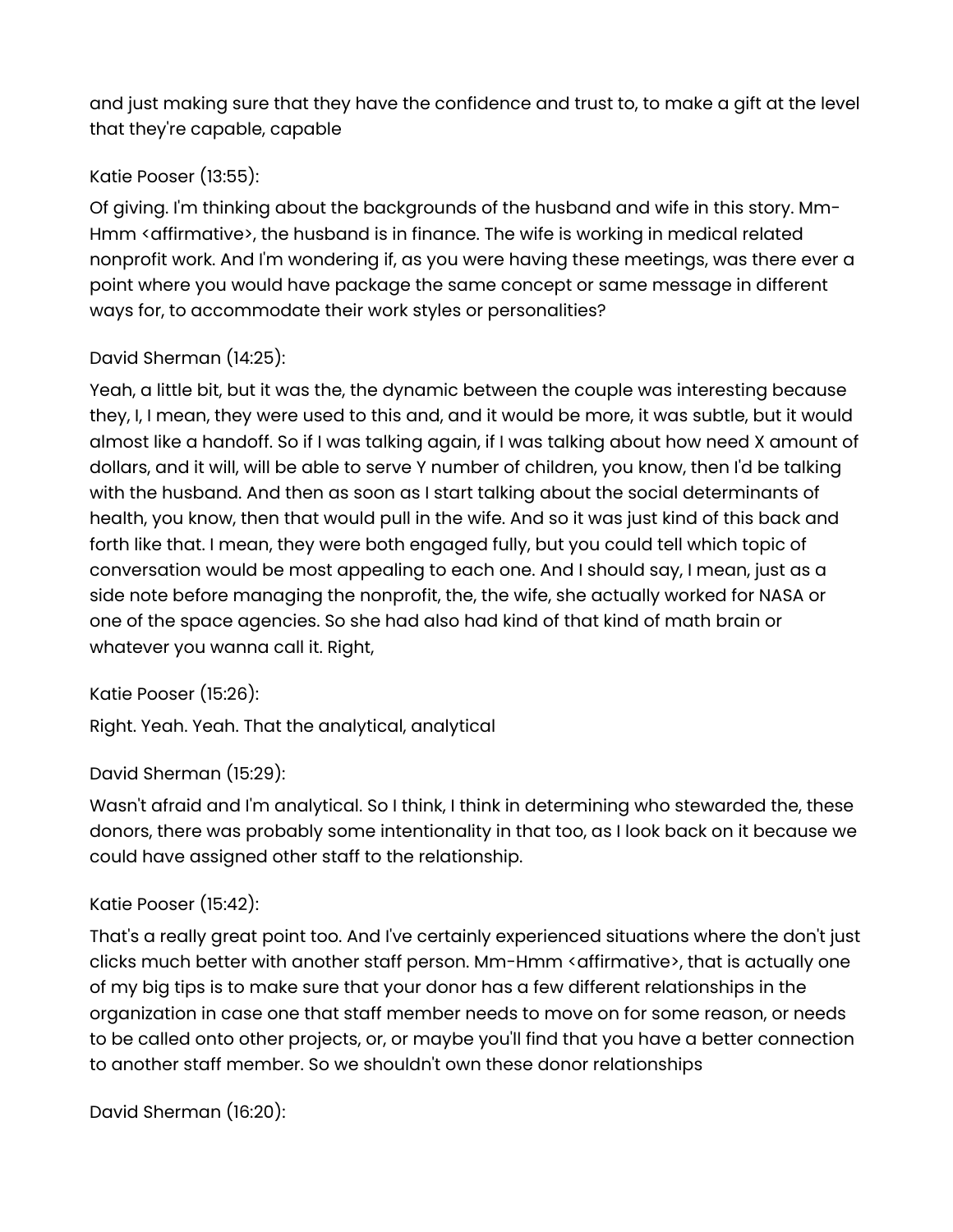and just making sure that they have the confidence and trust to, to make a gift at the level that they're capable, capable

Katie Pooser (13:55):

Of giving. I'm thinking about the backgrounds of the husband and wife in this story. Mm-Hmm <affirmative>, the husband is in finance. The wife is working in medical related nonprofit work. And I'm wondering if, as you were having these meetings, was there ever a point where you would have package the same concept or same message in different ways for, to accommodate their work styles or personalities?

David Sherman (14:25):

Yeah, a little bit, but it was the, the dynamic between the couple was interesting because they, I, I mean, they were used to this and, and it would be more, it was subtle, but it would almost like a handoff. So if I was talking again, if I was talking about how need X amount of dollars, and it will, will be able to serve Y number of children, you know, then I'd be talking with the husband. And then as soon as I start talking about the social determinants of health, you know, then that would pull in the wife. And so it was just kind of this back and forth like that. I mean, they were both engaged fully, but you could tell which topic of conversation would be most appealing to each one. And I should say, I mean, just as a side note before managing the nonprofit, the, the wife, she actually worked for NASA or one of the space agencies. So she had also had kind of that kind of math brain or whatever you wanna call it. Right,

Katie Pooser (15:26):

Right. Yeah. Yeah. That the analytical, analytical

David Sherman (15:29):

Wasn't afraid and I'm analytical. So I think, I think in determining who stewarded the, these donors, there was probably some intentionality in that too, as I look back on it because we could have assigned other staff to the relationship.

Katie Pooser (15:42):

That's a really great point too. And I've certainly experienced situations where the don't just clicks much better with another staff person. Mm-Hmm <affirmative>, that is actually one of my big tips is to make sure that your donor has a few different relationships in the organization in case one that staff member needs to move on for some reason, or needs to be called onto other projects, or, or maybe you'll find that you have a better connection to another staff member. So we shouldn't own these donor relationships

David Sherman (16:20):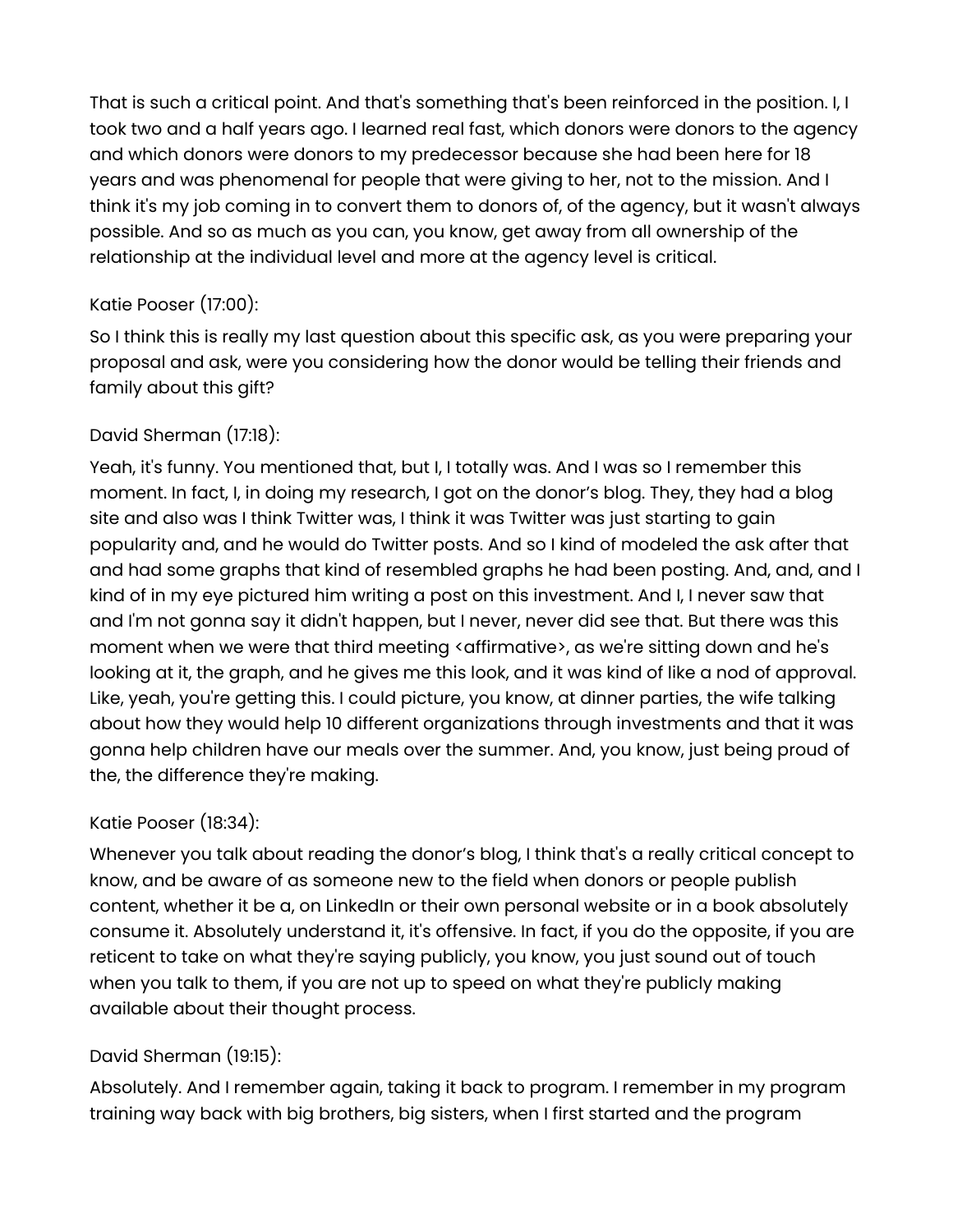That is such a critical point. And that's something that's been reinforced in the position. I, I took two and a half years ago. I learned real fast, which donors were donors to the agency and which donors were donors to my predecessor because she had been here for 18 years and was phenomenal for people that were giving to her, not to the mission. And I think it's my job coming in to convert them to donors of, of the agency, but it wasn't always possible. And so as much as you can, you know, get away from all ownership of the relationship at the individual level and more at the agency level is critical.

Katie Pooser (17:00):

So I think this is really my last question about this specific ask, as you were preparing your proposal and ask, were you considering how the donor would be telling their friends and family about this gift?

David Sherman (17:18):

Yeah, it's funny. You mentioned that, but I, I totally was. And I was so I remember this moment. In fact, I, in doing my research, I got on the donor's blog. They, they had a blog site and also was I think Twitter was, I think it was Twitter was just starting to gain popularity and, and he would do Twitter posts. And so I kind of modeled the ask after that and had some graphs that kind of resembled graphs he had been posting. And, and, and I kind of in my eye pictured him writing a post on this investment. And I, I never saw that and I'm not gonna say it didn't happen, but I never, never did see that. But there was this moment when we were that third meeting <affirmative>, as we're sitting down and he's looking at it, the graph, and he gives me this look, and it was kind of like a nod of approval. Like, yeah, you're getting this. I could picture, you know, at dinner parties, the wife talking about how they would help 10 different organizations through investments and that it was gonna help children have our meals over the summer. And, you know, just being proud of the, the difference they're making.

Katie Pooser (18:34):

Whenever you talk about reading the donor's blog, I think that's a really critical concept to know, and be aware of as someone new to the field when donors or people publish content, whether it be a, on LinkedIn or their own personal website or in a book absolutely consume it. Absolutely understand it, it's offensive. In fact, if you do the opposite, if you are reticent to take on what they're saying publicly, you know, you just sound out of touch when you talk to them, if you are not up to speed on what they're publicly making available about their thought process.

David Sherman (19:15):

Absolutely. And I remember again, taking it back to program. I remember in my program training way back with big brothers, big sisters, when I first started and the program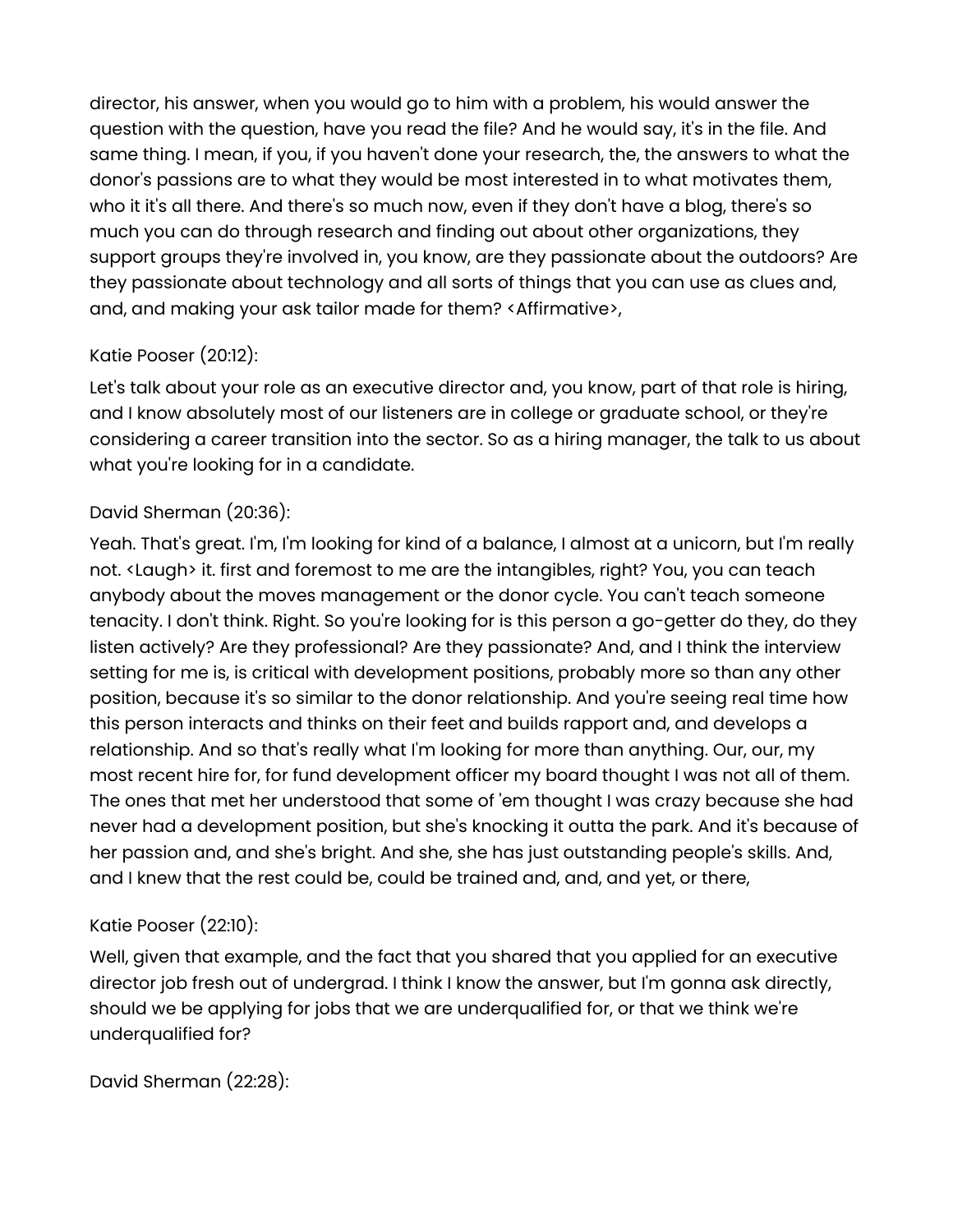director, his answer, when you would go to him with a problem, his would answer the question with the question, have you read the file? And he would say, it's in the file. And same thing. I mean, if you, if you haven't done your research, the, the answers to what the donor's passions are to what they would be most interested in to what motivates them, who it it's all there. And there's so much now, even if they don't have a blog, there's so much you can do through research and finding out about other organizations, they support groups they're involved in, you know, are they passionate about the outdoors? Are they passionate about technology and all sorts of things that you can use as clues and, and, and making your ask tailor made for them? <Affirmative>,

Katie Pooser (20:12):

Let's talk about your role as an executive director and, you know, part of that role is hiring, and I know absolutely most of our listeners are in college or graduate school, or they're considering a career transition into the sector. So as a hiring manager, the talk to us about what you're looking for in a candidate.

David Sherman (20:36):

Yeah. That's great. I'm, I'm looking for kind of a balance, I almost at a unicorn, but I'm really not. <Laugh> it. first and foremost to me are the intangibles, right? You, you can teach anybody about the moves management or the donor cycle. You can't teach someone tenacity. I don't think. Right. So you're looking for is this person a go-getter do they, do they listen actively? Are they professional? Are they passionate? And, and I think the interview setting for me is, is critical with development positions, probably more so than any other position, because it's so similar to the donor relationship. And you're seeing real time how this person interacts and thinks on their feet and builds rapport and, and develops a relationship. And so that's really what I'm looking for more than anything. Our, our, my most recent hire for, for fund development officer my board thought I was not all of them. The ones that met her understood that some of 'em thought I was crazy because she had never had a development position, but she's knocking it outta the park. And it's because of her passion and, and she's bright. And she, she has just outstanding people's skills. And, and I knew that the rest could be, could be trained and, and, and yet, or there,

Katie Pooser (22:10):

Well, given that example, and the fact that you shared that you applied for an executive director job fresh out of undergrad. I think I know the answer, but I'm gonna ask directly, should we be applying for jobs that we are underqualified for, or that we think we're underqualified for?

David Sherman (22:28):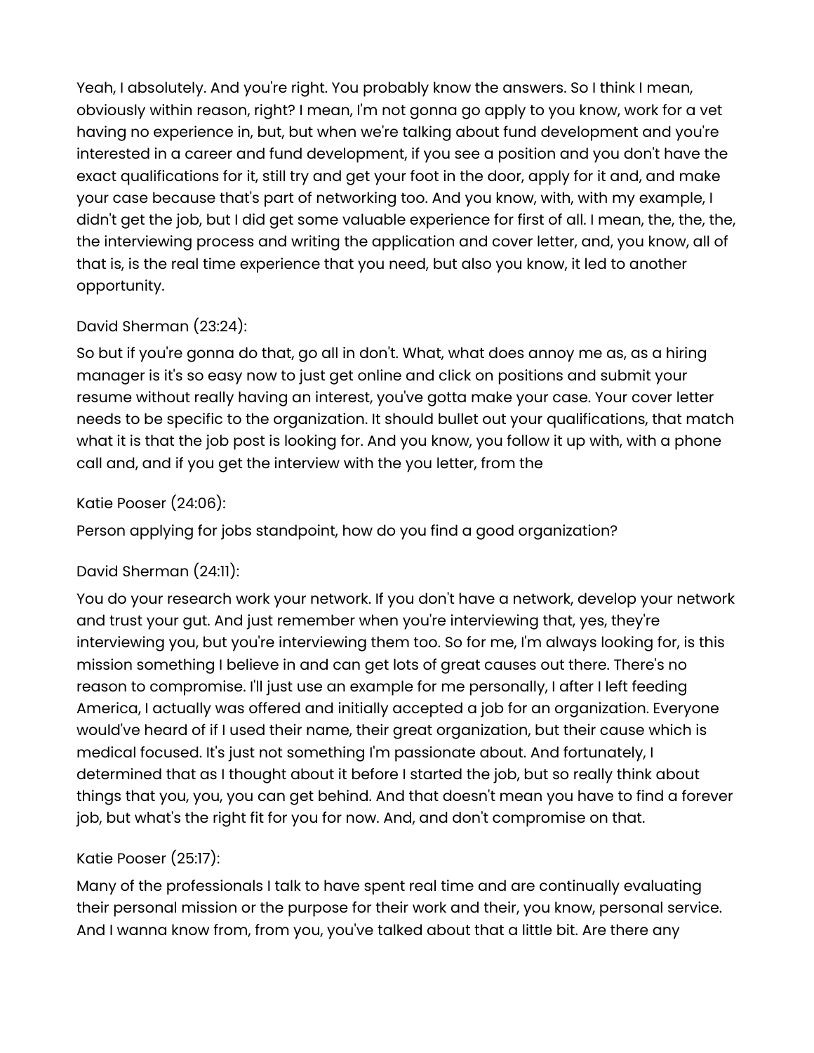Yeah, I absolutely. And you're right. You probably know the answers. So I think I mean, obviously within reason, right? I mean, I'm not gonna go apply to you know, work for a vet having no experience in, but, but when we're talking about fund development and you're interested in a career and fund development, if you see a position and you don't have the exact qualifications for it, still try and get your foot in the door, apply for it and, and make your case because that's part of networking too. And you know, with, with my example, I didn't get the job, but I did get some valuable experience for first of all. I mean, the, the, the, the interviewing process and writing the application and cover letter, and, you know, all of that is, is the real time experience that you need, but also you know, it led to another opportunity.

David Sherman (23:24):

So but if you're gonna do that, go all in don't. What, what does annoy me as, as a hiring manager is it's so easy now to just get online and click on positions and submit your resume without really having an interest, you've gotta make your case. Your cover letter needs to be specific to the organization. It should bullet out your qualifications, that match what it is that the job post is looking for. And you know, you follow it up with, with a phone call and, and if you get the interview with the you letter, from the

Katie Pooser (24:06):

Person applying for jobs standpoint, how do you find a good organization?

David Sherman (24:11):

You do your research work your network. If you don't have a network, develop your network and trust your gut. And just remember when you're interviewing that, yes, they're interviewing you, but you're interviewing them too. So for me, I'm always looking for, is this mission something I believe in and can get lots of great causes out there. There's no reason to compromise. I'll just use an example for me personally, I after I left feeding America, I actually was offered and initially accepted a job for an organization. Everyone would've heard of if I used their name, their great organization, but their cause which is medical focused. It's just not something I'm passionate about. And fortunately, I determined that as I thought about it before I started the job, but so really think about things that you, you, you can get behind. And that doesn't mean you have to find a forever job, but what's the right fit for you for now. And, and don't compromise on that.

Katie Pooser (25:17):

Many of the professionals I talk to have spent real time and are continually evaluating their personal mission or the purpose for their work and their, you know, personal service. And I wanna know from, from you, you've talked about that a little bit. Are there any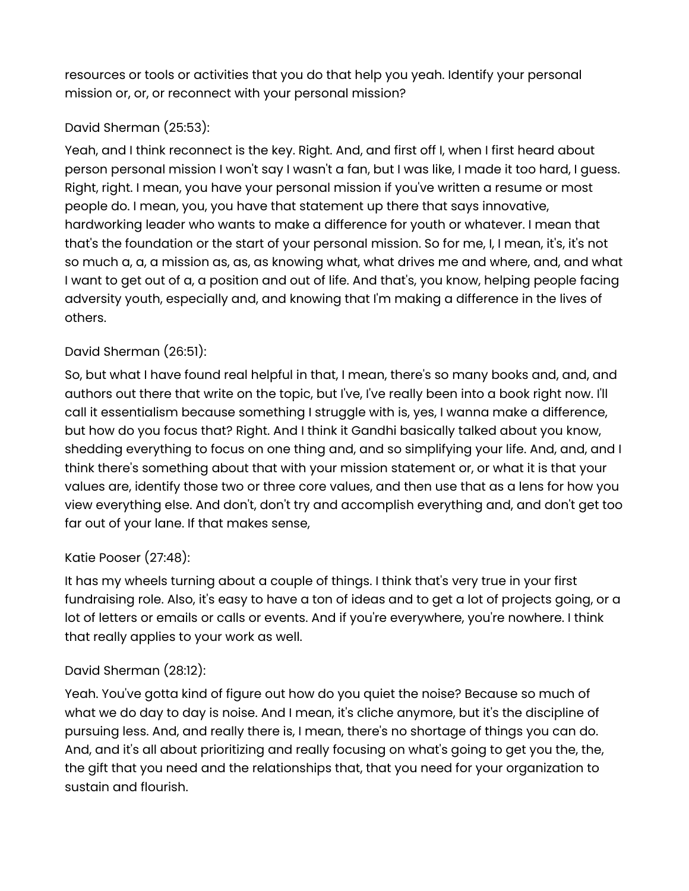resources or tools or activities that you do that help you yeah. Identify your personal mission or, or, or reconnect with your personal mission?

David Sherman (25:53):

Yeah, and I think reconnect is the key. Right. And, and first off I, when I first heard about person personal mission I won't say I wasn't a fan, but I was like, I made it too hard, I guess. Right, right. I mean, you have your personal mission if you've written a resume or most people do. I mean, you, you have that statement up there that says innovative, hardworking leader who wants to make a difference for youth or whatever. I mean that that's the foundation or the start of your personal mission. So for me, I, I mean, it's, it's not so much a, a, a mission as, as, as knowing what, what drives me and where, and, and what I want to get out of a, a position and out of life. And that's, you know, helping people facing adversity youth, especially and, and knowing that I'm making a difference in the lives of others.

David Sherman (26:51):

So, but what I have found real helpful in that, I mean, there's so many books and, and, and authors out there that write on the topic, but I've, I've really been into a book right now. I'll call it essentialism because something I struggle with is, yes, I wanna make a difference, but how do you focus that? Right. And I think it Gandhi basically talked about you know, shedding everything to focus on one thing and, and so simplifying your life. And, and, and I think there's something about that with your mission statement or, or what it is that your values are, identify those two or three core values, and then use that as a lens for how you view everything else. And don't, don't try and accomplish everything and, and don't get too far out of your lane. If that makes sense,

Katie Pooser (27:48):

It has my wheels turning about a couple of things. I think that's very true in your first fundraising role. Also, it's easy to have a ton of ideas and to get a lot of projects going, or a lot of letters or emails or calls or events. And if you're everywhere, you're nowhere. I think that really applies to your work as well.

David Sherman (28:12):

Yeah. You've gotta kind of figure out how do you quiet the noise? Because so much of what we do day to day is noise. And I mean, it's cliche anymore, but it's the discipline of pursuing less. And, and really there is, I mean, there's no shortage of things you can do. And, and it's all about prioritizing and really focusing on what's going to get you the, the, the gift that you need and the relationships that, that you need for your organization to sustain and flourish.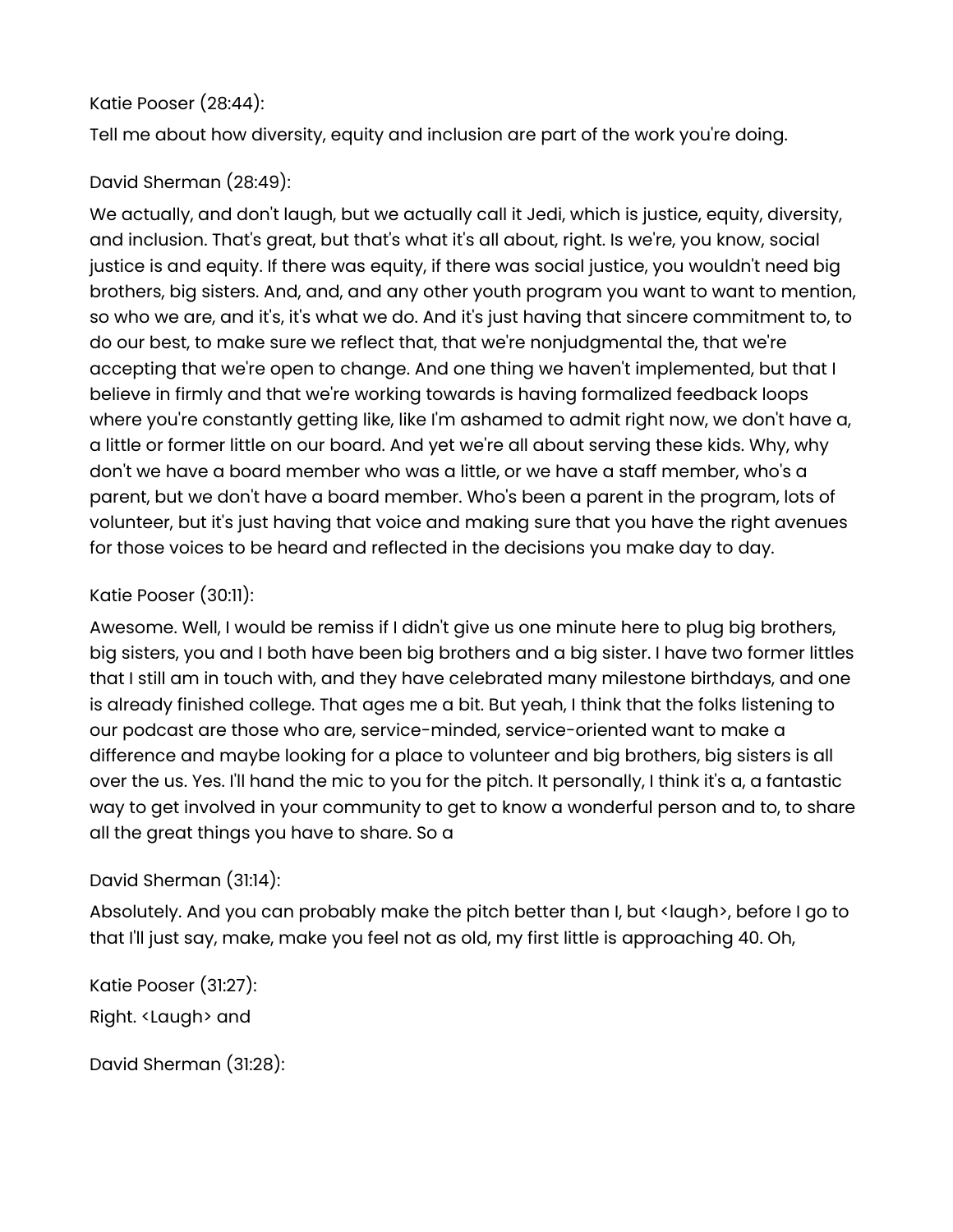Katie Pooser (28:44):

Tell me about how diversity, equity and inclusion are part of the work you're doing.

David Sherman (28:49):

We actually, and don't laugh, but we actually call it Jedi, which is justice, equity, diversity, and inclusion. That's great, but that's what it's all about, right. Is we're, you know, social justice is and equity. If there was equity, if there was social justice, you wouldn't need big brothers, big sisters. And, and, and any other youth program you want to want to mention, so who we are, and it's, it's what we do. And it's just having that sincere commitment to, to do our best, to make sure we reflect that, that we're nonjudgmental the, that we're accepting that we're open to change. And one thing we haven't implemented, but that I believe in firmly and that we're working towards is having formalized feedback loops where you're constantly getting like, like I'm ashamed to admit right now, we don't have a, a little or former little on our board. And yet we're all about serving these kids. Why, why don't we have a board member who was a little, or we have a staff member, who's a parent, but we don't have a board member. Who's been a parent in the program, lots of volunteer, but it's just having that voice and making sure that you have the right avenues for those voices to be heard and reflected in the decisions you make day to day.

Katie Pooser (30:11):

Awesome. Well, I would be remiss if I didn't give us one minute here to plug big brothers, big sisters, you and I both have been big brothers and a big sister. I have two former littles that I still am in touch with, and they have celebrated many milestone birthdays, and one is already finished college. That ages me a bit. But yeah, I think that the folks listening to our podcast are those who are, service-minded, service-oriented want to make a difference and maybe looking for a place to volunteer and big brothers, big sisters is all over the us. Yes. I'll hand the mic to you for the pitch. It personally, I think it's a, a fantastic way to get involved in your community to get to know a wonderful person and to, to share all the great things you have to share. So a

David Sherman (31:14):

Absolutely. And you can probably make the pitch better than I, but <laugh>, before I go to that I'll just say, make, make you feel not as old, my first little is approaching 40. Oh,

Katie Pooser (31:27):

Right. <Laugh> and

David Sherman (31:28):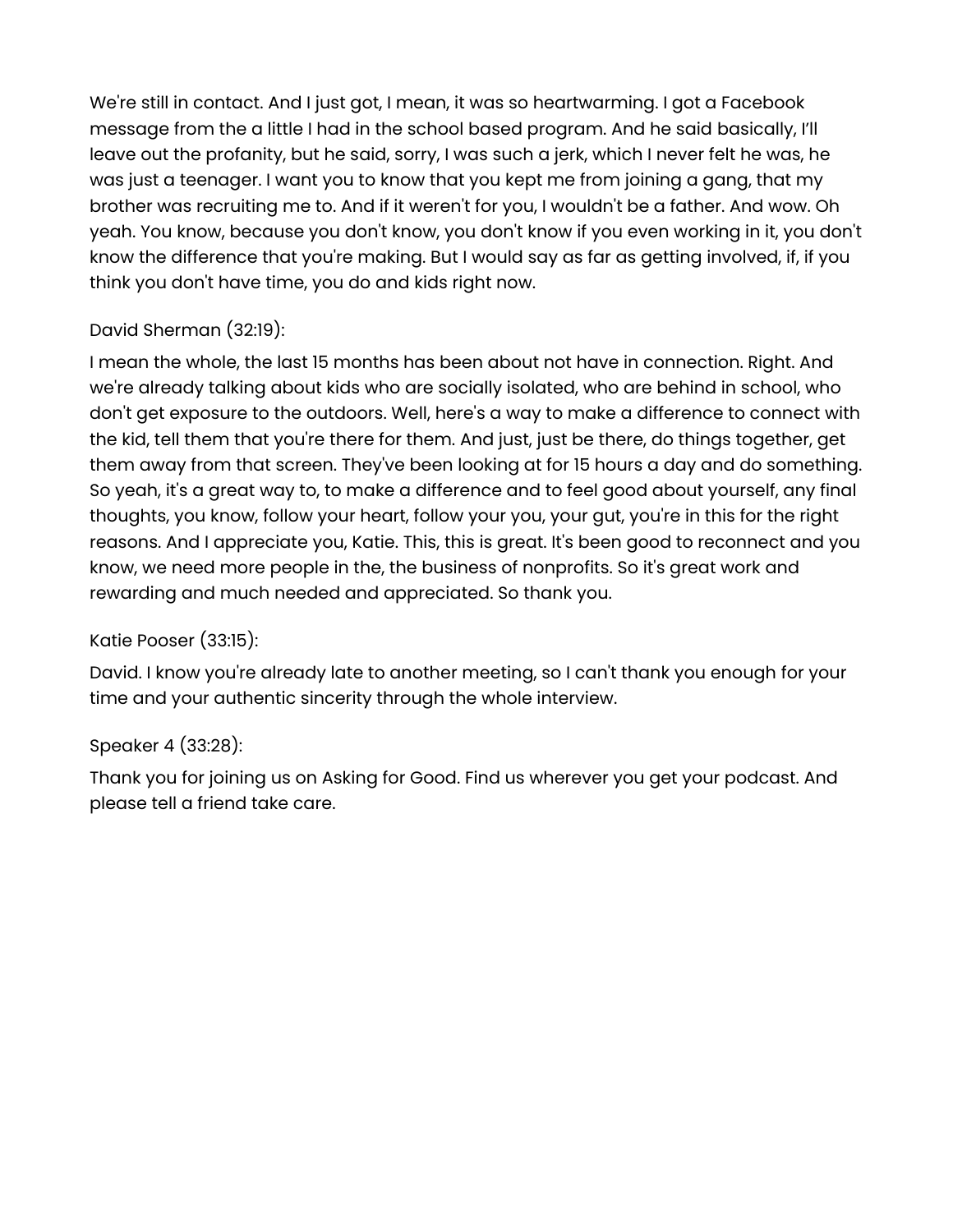We're still in contact. And I just got, I mean, it was so heartwarming. I got a Facebook message from the a little I had in the school based program. And he said basically, I'll leave out the profanity, but he said, sorry, I was such a jerk, which I never felt he was, he was just a teenager. I want you to know that you kept me from joining a gang, that my brother was recruiting me to. And if it weren't for you, I wouldn't be a father. And wow. Oh yeah. You know, because you don't know, you don't know if you even working in it, you don't know the difference that you're making. But I would say as far as getting involved, if, if you think you don't have time, you do and kids right now.

David Sherman (32:19):

I mean the whole, the last 15 months has been about not have in connection. Right. And we're already talking about kids who are socially isolated, who are behind in school, who don't get exposure to the outdoors. Well, here's a way to make a difference to connect with the kid, tell them that you're there for them. And just, just be there, do things together, get them away from that screen. They've been looking at for 15 hours a day and do something. So yeah, it's a great way to, to make a difference and to feel good about yourself, any final thoughts, you know, follow your heart, follow your you, your gut, you're in this for the right reasons. And I appreciate you, Katie. This, this is great. It's been good to reconnect and you know, we need more people in the, the business of nonprofits. So it's great work and rewarding and much needed and appreciated. So thank you.

Katie Pooser (33:15):

David. I know you're already late to another meeting, so I can't thank you enough for your time and your authentic sincerity through the whole interview.

Speaker 4 (33:28):

Thank you for joining us on Asking for Good. Find us wherever you get your podcast. And please tell a friend take care.